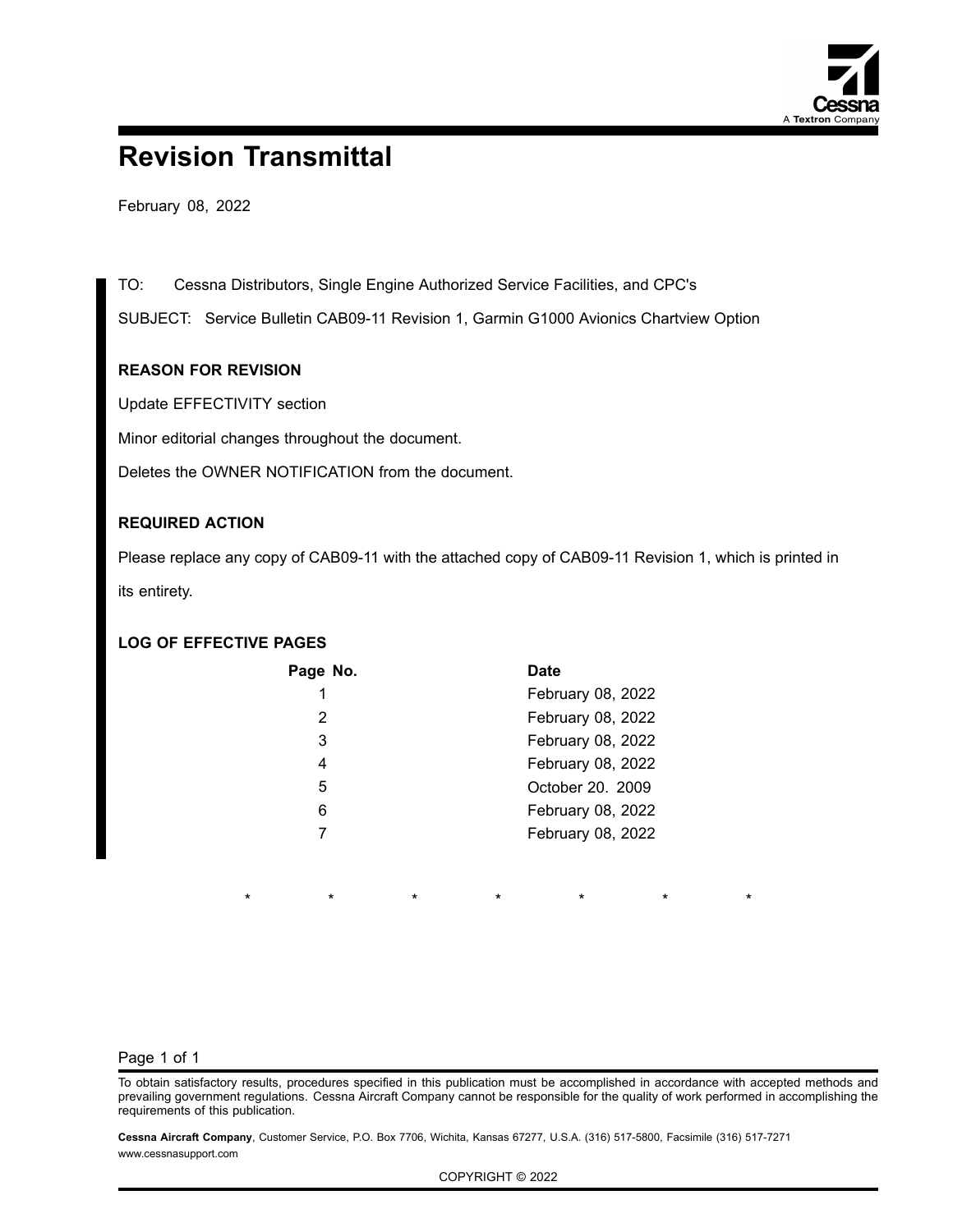# Revision Transmittal

February 08, 2022

TO: Cessna Distributors, Single Engine Authorized Service Facilities, and CPC's

SUBJECT: Service Bulletin CAB09-11 Revision 1, Garmin G1000 Avionics Chartview Option

## REASON FOR REVISION

Update EFFECTIVITY section

Minor editorial changes throughout the document.

Deletes the OWNER NOTIFICATION from the document.

## REQUIRED ACTION

Please replace any copy of CAB09-11 with the attached copy of CAB09-11 Revision 1, which is printed in its entirety.

## LOG OF EFFECTIVE PAGES

| Page No. | Date |
|---|---|
| 1 | February 08, 2022 |
| 2 | February 08, 2022 |
| 3 | February 08, 2022 |
| 4 | February 08, 2022 |
| 5 | October 20. 2009 |
| 6 | February 08, 2022 |
| 7 | February 08, 2022 |

\* \* \* \* \* \* \*

To obtain satisfactory results, procedures specified in this publication must be accomplished in accordance with accepted methods and prevailing government regulations. Cessna Aircraft Company cannot be responsible for the quality of work performed in accomplishing the requirements of this publication.

**Cessna Aircraft Company**, Customer Service, P.O. Box 7706, Wichita, Kansas 67277, U.S.A. (316) 517-5800, Facsimile (316) 517-7271
www.cessnasupport.com

COPYRIGHT © 2022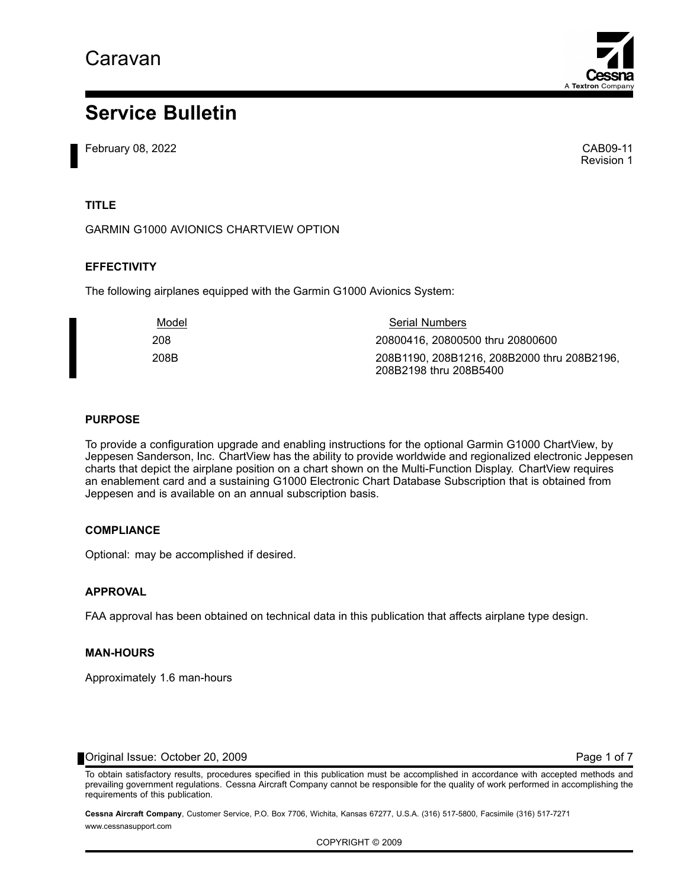# Caravan

# Service Bulletin

February 08, 2022

CAB09-11
Revision 1

## TITLE

GARMIN G1000 AVIONICS CHARTVIEW OPTION

## EFFECTIVITY

The following airplanes equipped with the Garmin G1000 Avionics System:

| Model | Serial Numbers |
|---|---|
| 208 | 20800416, 20800500 thru 20800600 |
| 208B | 208B1190, 208B1216, 208B2000 thru 208B2196, 208B2198 thru 208B5400 |

## PURPOSE

To provide a configuration upgrade and enabling instructions for the optional Garmin G1000 ChartView, by Jeppesen Sanderson, Inc. ChartView has the ability to provide worldwide and regionalized electronic Jeppesen charts that depict the airplane position on a chart shown on the Multi-Function Display. ChartView requires an enablement card and a sustaining G1000 Electronic Chart Database Subscription that is obtained from Jeppesen and is available on an annual subscription basis.

## COMPLIANCE

Optional: may be accomplished if desired.

## APPROVAL

FAA approval has been obtained on technical data in this publication that affects airplane type design.

## MAN-HOURS

Approximately 1.6 man-hours

Original Issue: October 20, 2009

To obtain satisfactory results, procedures specified in this publication must be accomplished in accordance with accepted methods and prevailing government regulations. Cessna Aircraft Company cannot be responsible for the quality of work performed in accomplishing the requirements of this publication.

**Cessna Aircraft Company**, Customer Service, P.O. Box 7706, Wichita, Kansas 67277, U.S.A. (316) 517-5800, Facsimile (316) 517-7271
www.cessnasupport.com

COPYRIGHT © 2009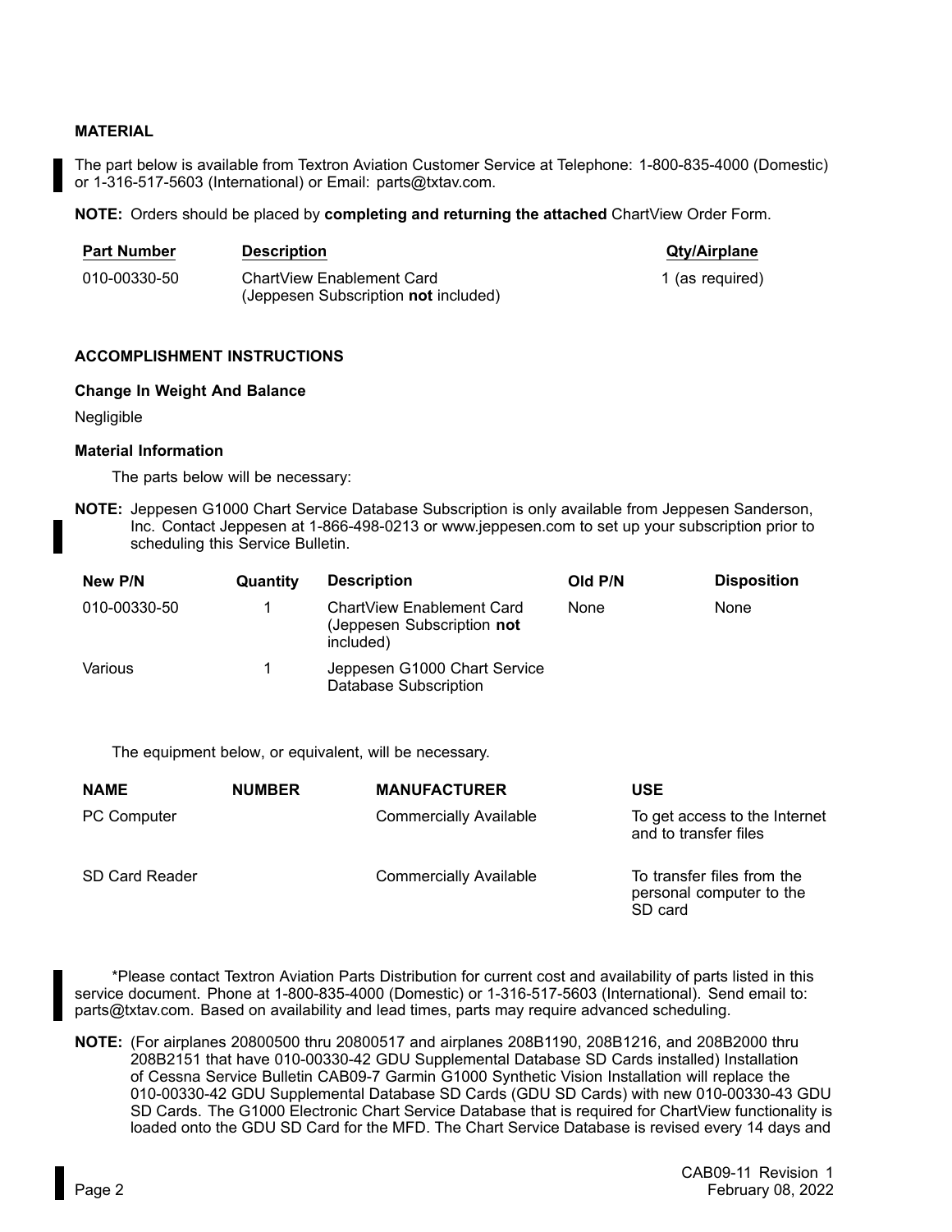## MATERIAL

The part below is available from Textron Aviation Customer Service at Telephone: 1-800-835-4000 (Domestic) or 1-316-517-5603 (International) or Email: parts@txtav.com.

**NOTE:** Orders should be placed by **completing and returning the attached** ChartView Order Form.

| Part Number | Description | Qty/Airplane |
|---|---|---|
| 010-00330-50 | ChartView Enablement Card (Jeppesen Subscription **not** included) | 1 (as required) |

## ACCOMPLISHMENT INSTRUCTIONS

### Change In Weight And Balance

Negligible

### Material Information

The parts below will be necessary:

**NOTE:** Jeppesen G1000 Chart Service Database Subscription is only available from Jeppesen Sanderson, Inc. Contact Jeppesen at 1-866-498-0213 or www.jeppesen.com to set up your subscription prior to scheduling this Service Bulletin.

| New P/N | Quantity | Description | Old P/N | Disposition |
|---|---|---|---|---|
| 010-00330-50 | 1 | ChartView Enablement Card (Jeppesen Subscription **not** included) | None | None |
| Various | 1 | Jeppesen G1000 Chart Service Database Subscription | | |

The equipment below, or equivalent, will be necessary.

| NAME | NUMBER | MANUFACTURER | USE |
|---|---|---|---|
| PC Computer | | Commercially Available | To get access to the Internet and to transfer files |
| SD Card Reader | | Commercially Available | To transfer files from the personal computer to the SD card |

*Please contact Textron Aviation Parts Distribution for current cost and availability of parts listed in this service document. Phone at 1-800-835-4000 (Domestic) or 1-316-517-5603 (International). Send email to: parts@txtav.com. Based on availability and lead times, parts may require advanced scheduling.

**NOTE:** (For airplanes 20800500 thru 20800517 and airplanes 208B1190, 208B1216, and 208B2000 thru 208B2151 that have 010-00330-42 GDU Supplemental Database SD Cards installed) Installation of Cessna Service Bulletin CAB09-7 Garmin G1000 Synthetic Vision Installation will replace the 010-00330-42 GDU Supplemental Database SD Cards (GDU SD Cards) with new 010-00330-43 GDU SD Cards. The G1000 Electronic Chart Service Database that is required for ChartView functionality is loaded onto the GDU SD Card for the MFD. The Chart Service Database is revised every 14 days and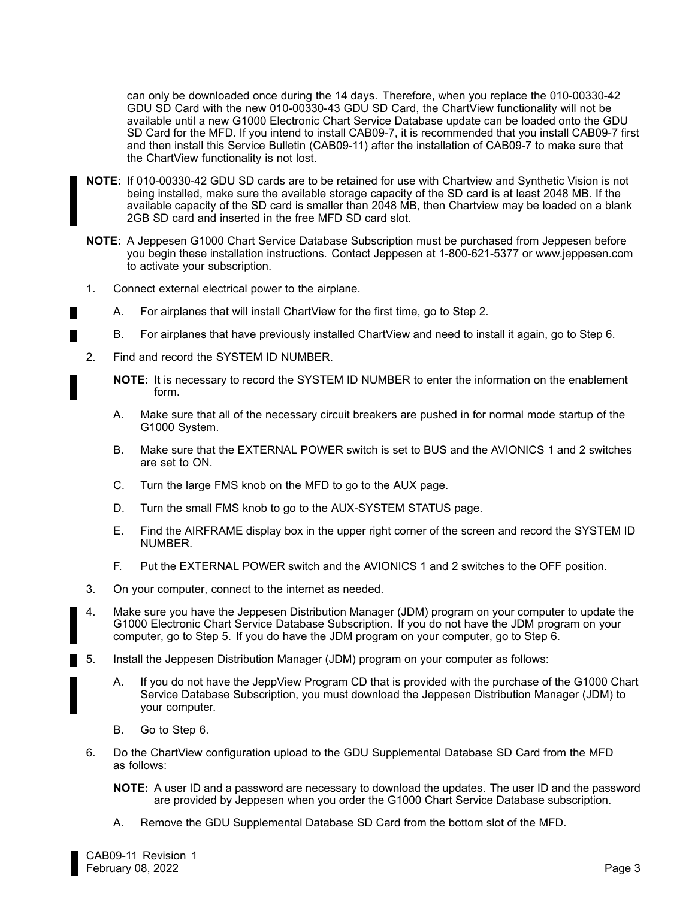can only be downloaded once during the 14 days. Therefore, when you replace the 010-00330-42 GDU SD Card with the new 010-00330-43 GDU SD Card, the ChartView functionality will not be available until a new G1000 Electronic Chart Service Database update can be loaded onto the GDU SD Card for the MFD. If you intend to install CAB09-7, it is recommended that you install CAB09-7 first and then install this Service Bulletin (CAB09-11) after the installation of CAB09-7 to make sure that the ChartView functionality is not lost.

**NOTE:** If 010-00330-42 GDU SD cards are to be retained for use with Chartview and Synthetic Vision is not being installed, make sure the available storage capacity of the SD card is at least 2048 MB. If the available capacity of the SD card is smaller than 2048 MB, then Chartview may be loaded on a blank 2GB SD card and inserted in the free MFD SD card slot.

**NOTE:** A Jeppesen G1000 Chart Service Database Subscription must be purchased from Jeppesen before you begin these installation instructions. Contact Jeppesen at 1-800-621-5377 or www.jeppesen.com to activate your subscription.

1. Connect external electrical power to the airplane.

   A. For airplanes that will install ChartView for the first time, go to Step 2.

   B. For airplanes that have previously installed ChartView and need to install it again, go to Step 6.

2. Find and record the SYSTEM ID NUMBER.

   **NOTE:** It is necessary to record the SYSTEM ID NUMBER to enter the information on the enablement form.

   A. Make sure that all of the necessary circuit breakers are pushed in for normal mode startup of the G1000 System.

   B. Make sure that the EXTERNAL POWER switch is set to BUS and the AVIONICS 1 and 2 switches are set to ON.

   C. Turn the large FMS knob on the MFD to go to the AUX page.

   D. Turn the small FMS knob to go to the AUX-SYSTEM STATUS page.

   E. Find the AIRFRAME display box in the upper right corner of the screen and record the SYSTEM ID NUMBER.

   F. Put the EXTERNAL POWER switch and the AVIONICS 1 and 2 switches to the OFF position.

3. On your computer, connect to the internet as needed.

4. Make sure you have the Jeppesen Distribution Manager (JDM) program on your computer to update the G1000 Electronic Chart Service Database Subscription. If you do not have the JDM program on your computer, go to Step 5. If you do have the JDM program on your computer, go to Step 6.

5. Install the Jeppesen Distribution Manager (JDM) program on your computer as follows:

   A. If you do not have the JeppView Program CD that is provided with the purchase of the G1000 Chart Service Database Subscription, you must download the Jeppesen Distribution Manager (JDM) to your computer.

   B. Go to Step 6.

6. Do the ChartView configuration upload to the GDU Supplemental Database SD Card from the MFD as follows:

   **NOTE:** A user ID and a password are necessary to download the updates. The user ID and the password are provided by Jeppesen when you order the G1000 Chart Service Database subscription.

   A. Remove the GDU Supplemental Database SD Card from the bottom slot of the MFD.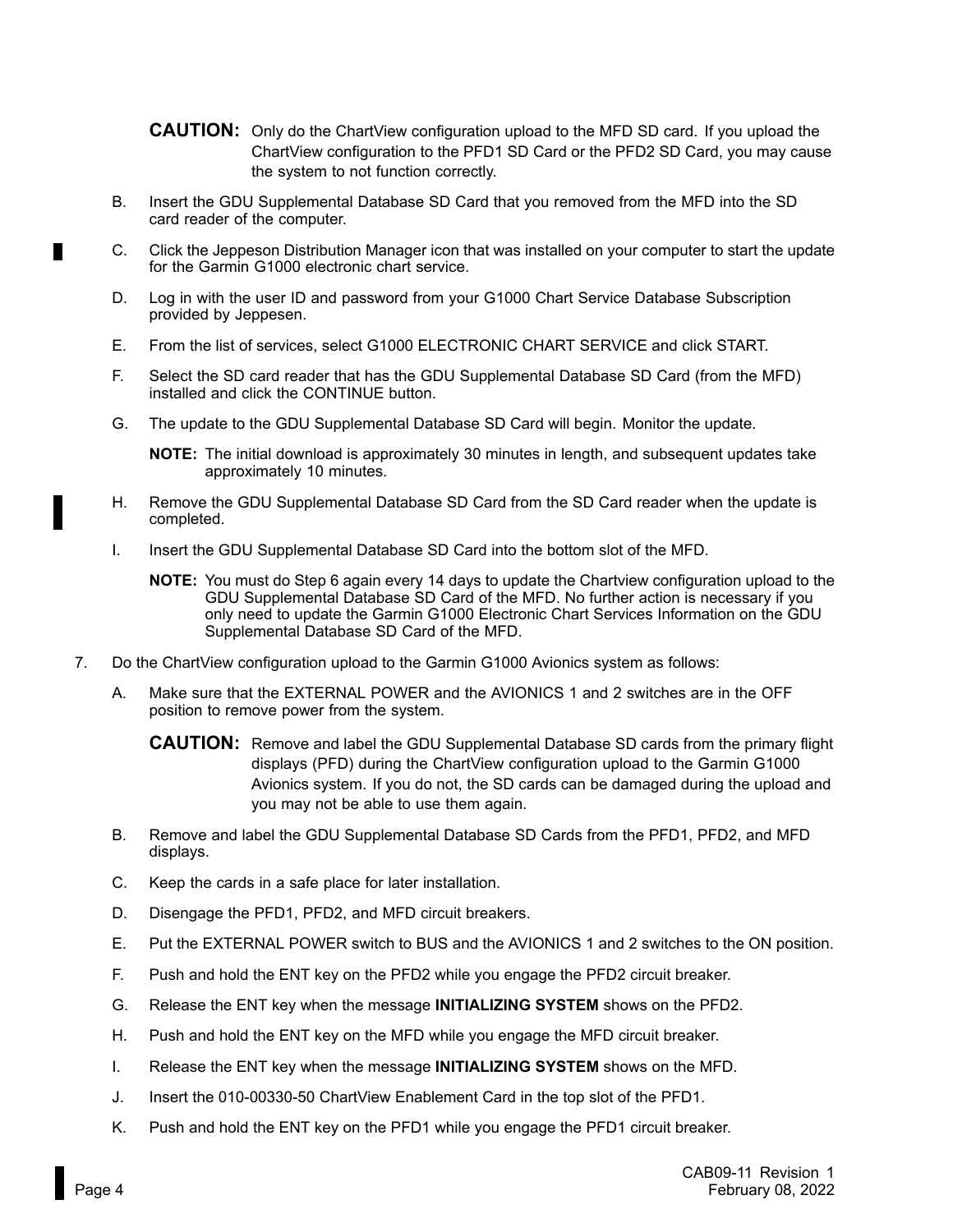**CAUTION:** Only do the ChartView configuration upload to the MFD SD card. If you upload the ChartView configuration to the PFD1 SD Card or the PFD2 SD Card, you may cause the system to not function correctly.

B. Insert the GDU Supplemental Database SD Card that you removed from the MFD into the SD card reader of the computer.

C. Click the Jeppeson Distribution Manager icon that was installed on your computer to start the update for the Garmin G1000 electronic chart service.

D. Log in with the user ID and password from your G1000 Chart Service Database Subscription provided by Jeppesen.

E. From the list of services, select G1000 ELECTRONIC CHART SERVICE and click START.

F. Select the SD card reader that has the GDU Supplemental Database SD Card (from the MFD) installed and click the CONTINUE button.

G. The update to the GDU Supplemental Database SD Card will begin. Monitor the update.

**NOTE:** The initial download is approximately 30 minutes in length, and subsequent updates take approximately 10 minutes.

H. Remove the GDU Supplemental Database SD Card from the SD Card reader when the update is completed.

I. Insert the GDU Supplemental Database SD Card into the bottom slot of the MFD.

**NOTE:** You must do Step 6 again every 14 days to update the Chartview configuration upload to the GDU Supplemental Database SD Card of the MFD. No further action is necessary if you only need to update the Garmin G1000 Electronic Chart Services Information on the GDU Supplemental Database SD Card of the MFD.

7. Do the ChartView configuration upload to the Garmin G1000 Avionics system as follows:

A. Make sure that the EXTERNAL POWER and the AVIONICS 1 and 2 switches are in the OFF position to remove power from the system.

**CAUTION:** Remove and label the GDU Supplemental Database SD cards from the primary flight displays (PFD) during the ChartView configuration upload to the Garmin G1000 Avionics system. If you do not, the SD cards can be damaged during the upload and you may not be able to use them again.

B. Remove and label the GDU Supplemental Database SD Cards from the PFD1, PFD2, and MFD displays.

C. Keep the cards in a safe place for later installation.

D. Disengage the PFD1, PFD2, and MFD circuit breakers.

E. Put the EXTERNAL POWER switch to BUS and the AVIONICS 1 and 2 switches to the ON position.

F. Push and hold the ENT key on the PFD2 while you engage the PFD2 circuit breaker.

G. Release the ENT key when the message **INITIALIZING SYSTEM** shows on the PFD2.

H. Push and hold the ENT key on the MFD while you engage the MFD circuit breaker.

I. Release the ENT key when the message **INITIALIZING SYSTEM** shows on the MFD.

J. Insert the 010-00330-50 ChartView Enablement Card in the top slot of the PFD1.

K. Push and hold the ENT key on the PFD1 while you engage the PFD1 circuit breaker.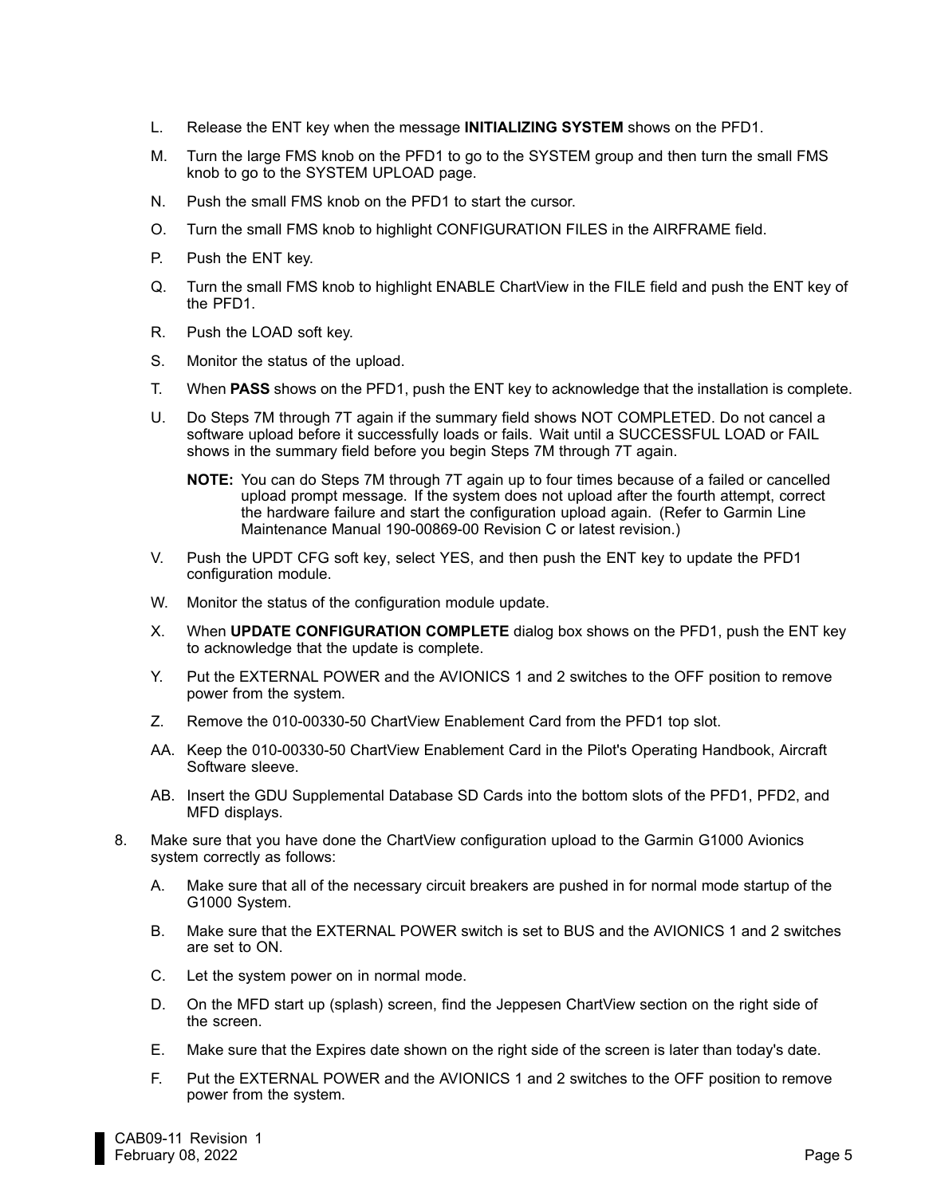L. Release the ENT key when the message **INITIALIZING SYSTEM** shows on the PFD1.

M. Turn the large FMS knob on the PFD1 to go to the SYSTEM group and then turn the small FMS knob to go to the SYSTEM UPLOAD page.

N. Push the small FMS knob on the PFD1 to start the cursor.

O. Turn the small FMS knob to highlight CONFIGURATION FILES in the AIRFRAME field.

P. Push the ENT key.

Q. Turn the small FMS knob to highlight ENABLE ChartView in the FILE field and push the ENT key of the PFD1.

R. Push the LOAD soft key.

S. Monitor the status of the upload.

T. When **PASS** shows on the PFD1, push the ENT key to acknowledge that the installation is complete.

U. Do Steps 7M through 7T again if the summary field shows NOT COMPLETED. Do not cancel a software upload before it successfully loads or fails. Wait until a SUCCESSFUL LOAD or FAIL shows in the summary field before you begin Steps 7M through 7T again.

**NOTE:** You can do Steps 7M through 7T again up to four times because of a failed or cancelled upload prompt message. If the system does not upload after the fourth attempt, correct the hardware failure and start the configuration upload again. (Refer to Garmin Line Maintenance Manual 190-00869-00 Revision C or latest revision.)

V. Push the UPDT CFG soft key, select YES, and then push the ENT key to update the PFD1 configuration module.

W. Monitor the status of the configuration module update.

X. When **UPDATE CONFIGURATION COMPLETE** dialog box shows on the PFD1, push the ENT key to acknowledge that the update is complete.

Y. Put the EXTERNAL POWER and the AVIONICS 1 and 2 switches to the OFF position to remove power from the system.

Z. Remove the 010-00330-50 ChartView Enablement Card from the PFD1 top slot.

AA. Keep the 010-00330-50 ChartView Enablement Card in the Pilot's Operating Handbook, Aircraft Software sleeve.

AB. Insert the GDU Supplemental Database SD Cards into the bottom slots of the PFD1, PFD2, and MFD displays.

8. Make sure that you have done the ChartView configuration upload to the Garmin G1000 Avionics system correctly as follows:

   A. Make sure that all of the necessary circuit breakers are pushed in for normal mode startup of the G1000 System.

   B. Make sure that the EXTERNAL POWER switch is set to BUS and the AVIONICS 1 and 2 switches are set to ON.

   C. Let the system power on in normal mode.

   D. On the MFD start up (splash) screen, find the Jeppesen ChartView section on the right side of the screen.

   E. Make sure that the Expires date shown on the right side of the screen is later than today's date.

   F. Put the EXTERNAL POWER and the AVIONICS 1 and 2 switches to the OFF position to remove power from the system.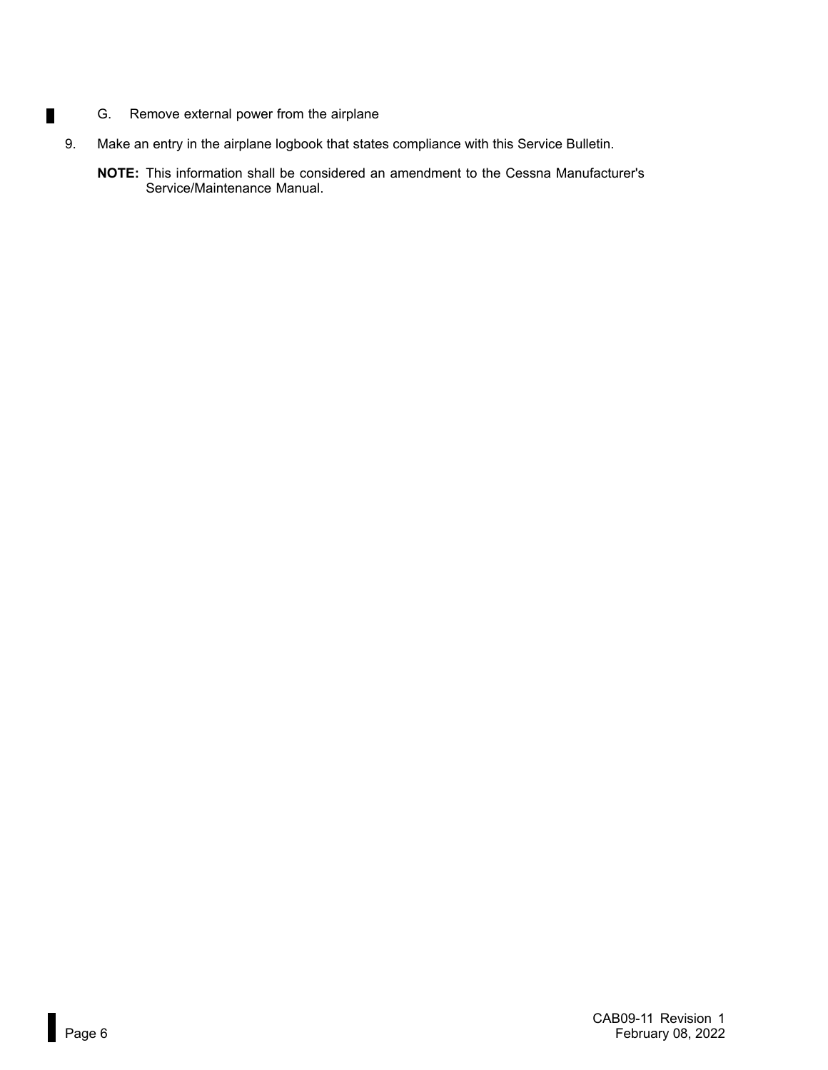G. Remove external power from the airplane

9. Make an entry in the airplane logbook that states compliance with this Service Bulletin.

   **NOTE:** This information shall be considered an amendment to the Cessna Manufacturer's Service/Maintenance Manual.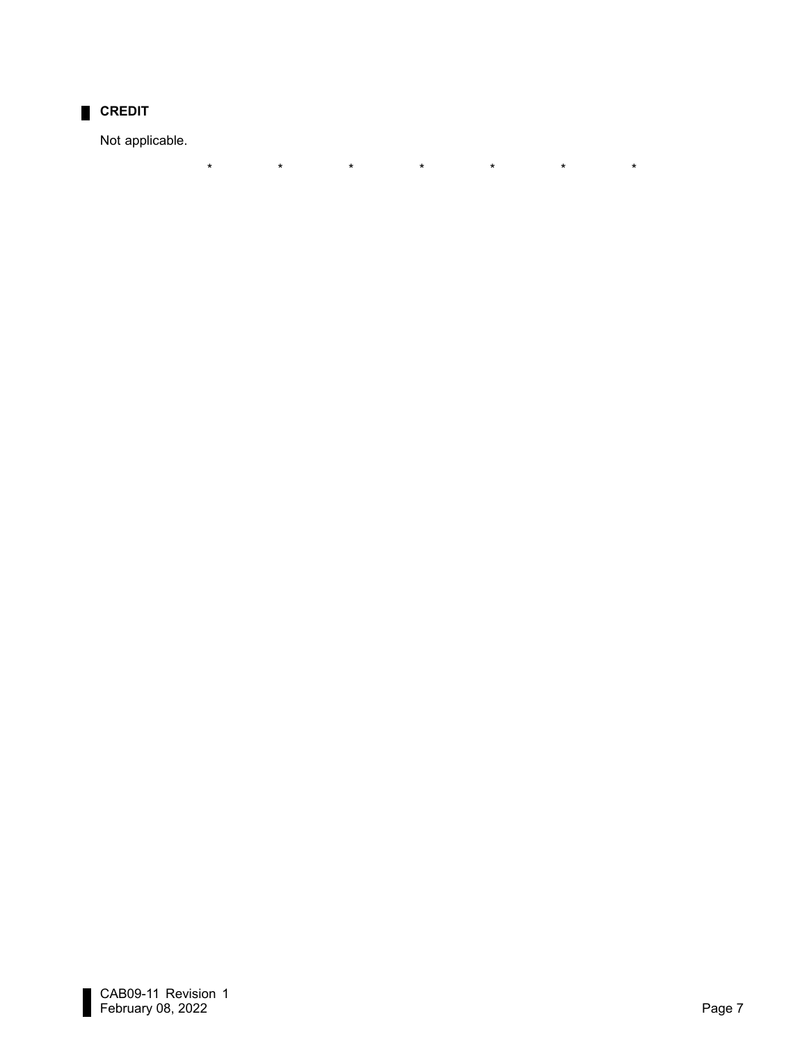## CREDIT

Not applicable.

\* \* \* \* \* \* \*

## CREDIT

Not applicable.

*                *                *                *                *                *                *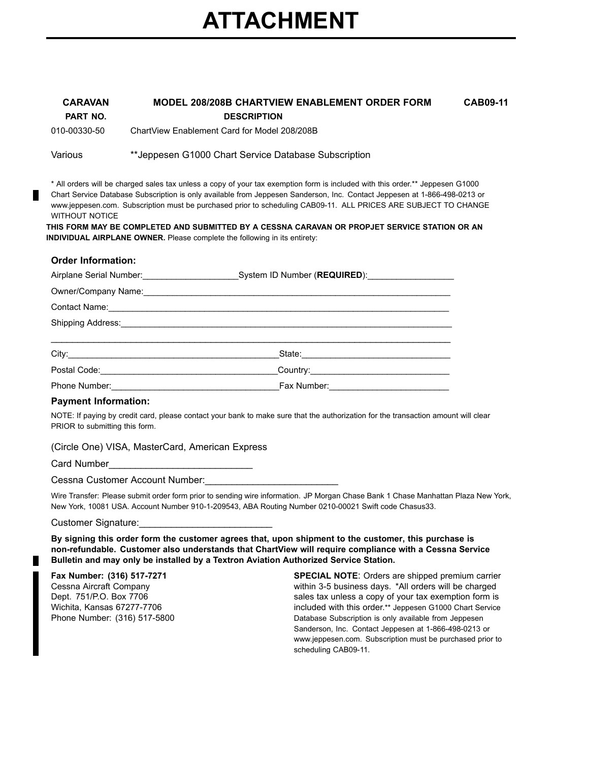# ATTACHMENT

| CARAVAN PART NO. | MODEL 208/208B CHARTVIEW ENABLEMENT ORDER FORM DESCRIPTION | CAB09-11 |
|---|---|---|
| 010-00330-50 | ChartView Enablement Card for Model 208/208B | |
| Various | **Jeppesen G1000 Chart Service Database Subscription | |

* All orders will be charged sales tax unless a copy of your tax exemption form is included with this order.** Jeppesen G1000 Chart Service Database Subscription is only available from Jeppesen Sanderson, Inc. Contact Jeppesen at 1-866-498-0213 or www.jeppesen.com. Subscription must be purchased prior to scheduling CAB09-11. ALL PRICES ARE SUBJECT TO CHANGE WITHOUT NOTICE

**THIS FORM MAY BE COMPLETED AND SUBMITTED BY A CESSNA CARAVAN OR PROPJET SERVICE STATION OR AN INDIVIDUAL AIRPLANE OWNER.** Please complete the following in its entirety:

### Order Information:

Airplane Serial Number:____________________System ID Number (**REQUIRED**):__________________

Owner/Company Name:________________________________________________________________

Contact Name:______________________________________________________________________

Shipping Address:____________________________________________________________________

________________________________________________________________________________

City:____________________________________________State:_______________________________

Postal Code:_____________________________________Country:_____________________________

Phone Number:__________________________________Fax Number:_________________________

### Payment Information:

NOTE: If paying by credit card, please contact your bank to make sure that the authorization for the transaction amount will clear PRIOR to submitting this form.

(Circle One) VISA, MasterCard, American Express

Card Number____________________________

Cessna Customer Account Number:_________________________

Wire Transfer: Please submit order form prior to sending wire information. JP Morgan Chase Bank 1 Chase Manhattan Plaza New York, New York, 10081 USA. Account Number 910-1-209543, ABA Routing Number 0210-00021 Swift code Chasus33.

Customer Signature:_________________________

**By signing this order form the customer agrees that, upon shipment to the customer, this purchase is non-refundable. Customer also understands that ChartView will require compliance with a Cessna Service Bulletin and may only be installed by a Textron Aviation Authorized Service Station.**

**Fax Number: (316) 517-7271**
Cessna Aircraft Company
Dept. 751/P.O. Box 7706
Wichita, Kansas 67277-7706
Phone Number: (316) 517-5800

**SPECIAL NOTE**: Orders are shipped premium carrier within 3-5 business days. *All orders will be charged sales tax unless a copy of your tax exemption form is included with this order.** Jeppesen G1000 Chart Service Database Subscription is only available from Jeppesen Sanderson, Inc. Contact Jeppesen at 1-866-498-0213 or www.jeppesen.com. Subscription must be purchased prior to scheduling CAB09-11.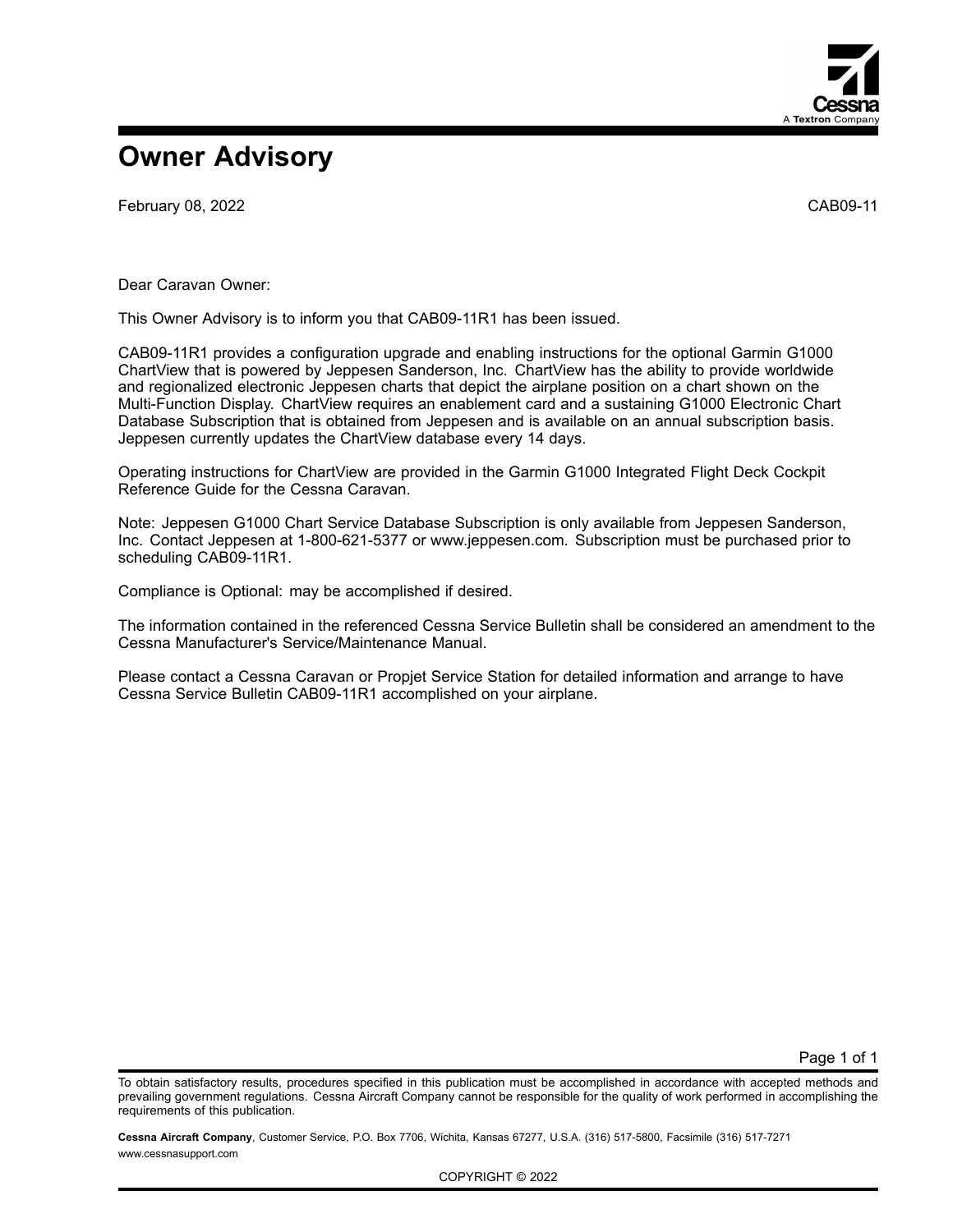# Owner Advisory

February 08, 2022 CAB09-11

Dear Caravan Owner:

This Owner Advisory is to inform you that CAB09-11R1 has been issued.

CAB09-11R1 provides a configuration upgrade and enabling instructions for the optional Garmin G1000 ChartView that is powered by Jeppesen Sanderson, Inc. ChartView has the ability to provide worldwide and regionalized electronic Jeppesen charts that depict the airplane position on a chart shown on the Multi-Function Display. ChartView requires an enablement card and a sustaining G1000 Electronic Chart Database Subscription that is obtained from Jeppesen and is available on an annual subscription basis. Jeppesen currently updates the ChartView database every 14 days.

Operating instructions for ChartView are provided in the Garmin G1000 Integrated Flight Deck Cockpit Reference Guide for the Cessna Caravan.

Note: Jeppesen G1000 Chart Service Database Subscription is only available from Jeppesen Sanderson, Inc. Contact Jeppesen at 1-800-621-5377 or www.jeppesen.com. Subscription must be purchased prior to scheduling CAB09-11R1.

Compliance is Optional: may be accomplished if desired.

The information contained in the referenced Cessna Service Bulletin shall be considered an amendment to the Cessna Manufacturer's Service/Maintenance Manual.

Please contact a Cessna Caravan or Propjet Service Station for detailed information and arrange to have Cessna Service Bulletin CAB09-11R1 accomplished on your airplane.

To obtain satisfactory results, procedures specified in this publication must be accomplished in accordance with accepted methods and prevailing government regulations. Cessna Aircraft Company cannot be responsible for the quality of work performed in accomplishing the requirements of this publication.

**Cessna Aircraft Company**, Customer Service, P.O. Box 7706, Wichita, Kansas 67277, U.S.A. (316) 517-5800, Facsimile (316) 517-7271
www.cessnasupport.com

COPYRIGHT © 2022